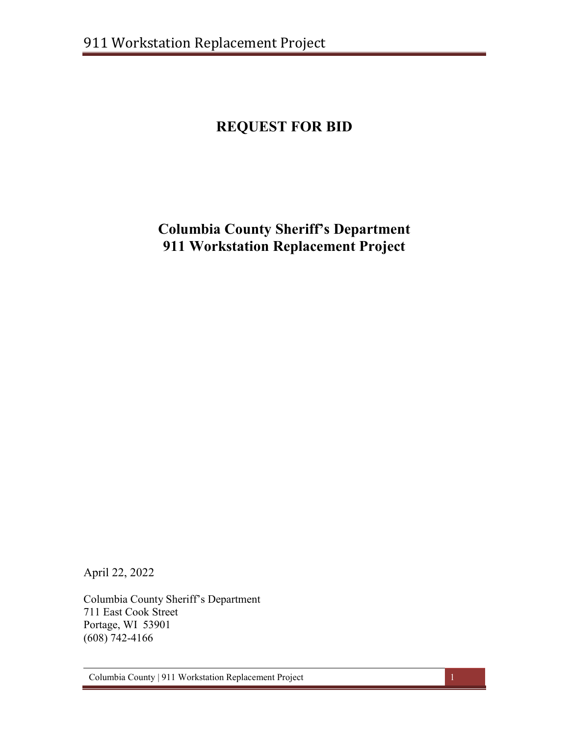# REQUEST FOR BID

## Columbia County Sheriff's Department
## 911 Workstation Replacement Project

April 22, 2022

Columbia County Sheriff's Department
711 East Cook Street
Portage, WI 53901
(608) 742-4166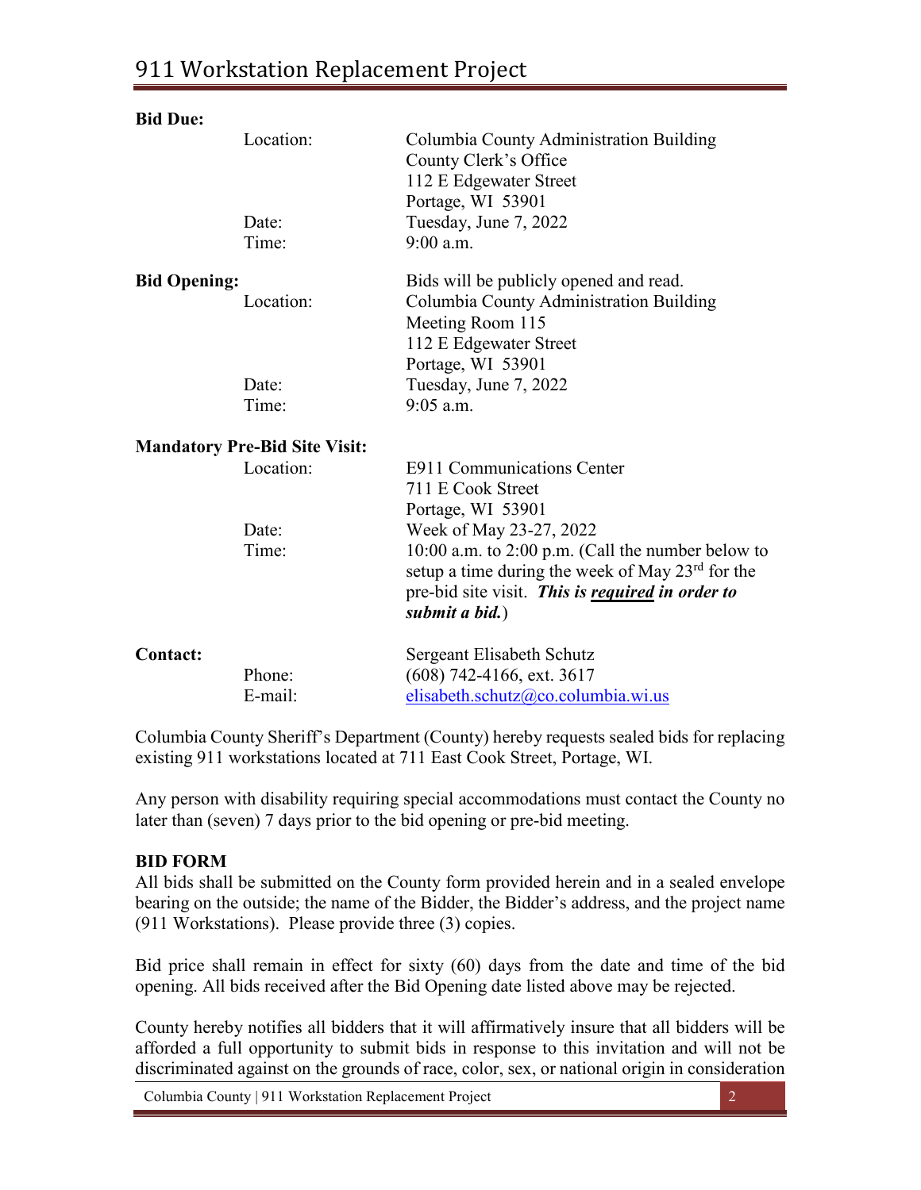**Bid Due:**

| | |
|---|---|
| Location: | Columbia County Administration Building<br>County Clerk's Office<br>112 E Edgewater Street<br>Portage, WI 53901 |
| Date: | Tuesday, June 7, 2022 |
| Time: | 9:00 a.m. |

**Bid Opening:** Bids will be publicly opened and read.

| | |
|---|---|
| Location: | Columbia County Administration Building<br>Meeting Room 115<br>112 E Edgewater Street<br>Portage, WI 53901 |
| Date: | Tuesday, June 7, 2022 |
| Time: | 9:05 a.m. |

**Mandatory Pre-Bid Site Visit:**

| | |
|---|---|
| Location: | E911 Communications Center<br>711 E Cook Street<br>Portage, WI 53901 |
| Date: | Week of May 23-27, 2022 |
| Time: | 10:00 a.m. to 2:00 p.m. (Call the number below to setup a time during the week of May 23rd for the pre-bid site visit. ***This is <u>required</u> in order to submit a bid.***) |

**Contact:** Sergeant Elisabeth Schutz

| | |
|---|---|
| Phone: | (608) 742-4166, ext. 3617 |
| E-mail: | elisabeth.schutz@co.columbia.wi.us |

Columbia County Sheriff's Department (County) hereby requests sealed bids for replacing existing 911 workstations located at 711 East Cook Street, Portage, WI.

Any person with disability requiring special accommodations must contact the County no later than (seven) 7 days prior to the bid opening or pre-bid meeting.

**BID FORM**

All bids shall be submitted on the County form provided herein and in a sealed envelope bearing on the outside; the name of the Bidder, the Bidder's address, and the project name (911 Workstations). Please provide three (3) copies.

Bid price shall remain in effect for sixty (60) days from the date and time of the bid opening. All bids received after the Bid Opening date listed above may be rejected.

County hereby notifies all bidders that it will affirmatively insure that all bidders will be afforded a full opportunity to submit bids in response to this invitation and will not be discriminated against on the grounds of race, color, sex, or national origin in consideration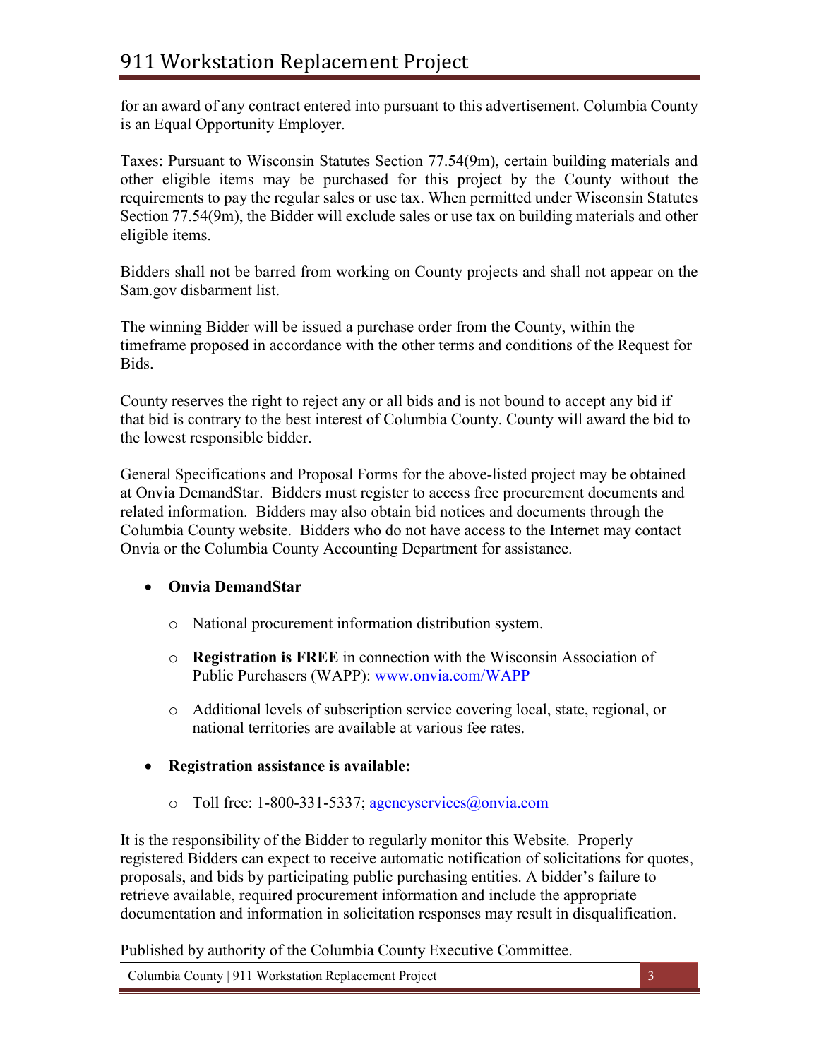for an award of any contract entered into pursuant to this advertisement. Columbia County is an Equal Opportunity Employer.

Taxes: Pursuant to Wisconsin Statutes Section 77.54(9m), certain building materials and other eligible items may be purchased for this project by the County without the requirements to pay the regular sales or use tax. When permitted under Wisconsin Statutes Section 77.54(9m), the Bidder will exclude sales or use tax on building materials and other eligible items.

Bidders shall not be barred from working on County projects and shall not appear on the Sam.gov disbarment list.

The winning Bidder will be issued a purchase order from the County, within the timeframe proposed in accordance with the other terms and conditions of the Request for Bids.

County reserves the right to reject any or all bids and is not bound to accept any bid if that bid is contrary to the best interest of Columbia County. County will award the bid to the lowest responsible bidder.

General Specifications and Proposal Forms for the above-listed project may be obtained at Onvia DemandStar. Bidders must register to access free procurement documents and related information. Bidders may also obtain bid notices and documents through the Columbia County website. Bidders who do not have access to the Internet may contact Onvia or the Columbia County Accounting Department for assistance.

- **Onvia DemandStar**
  - National procurement information distribution system.
  - **Registration is FREE** in connection with the Wisconsin Association of Public Purchasers (WAPP): [www.onvia.com/WAPP](www.onvia.com/WAPP)
  - Additional levels of subscription service covering local, state, regional, or national territories are available at various fee rates.
- **Registration assistance is available:**
  - Toll free: 1-800-331-5337; [agencyservices@onvia.com](mailto:agencyservices@onvia.com)

It is the responsibility of the Bidder to regularly monitor this Website. Properly registered Bidders can expect to receive automatic notification of solicitations for quotes, proposals, and bids by participating public purchasing entities. A bidder's failure to retrieve available, required procurement information and include the appropriate documentation and information in solicitation responses may result in disqualification.

Published by authority of the Columbia County Executive Committee.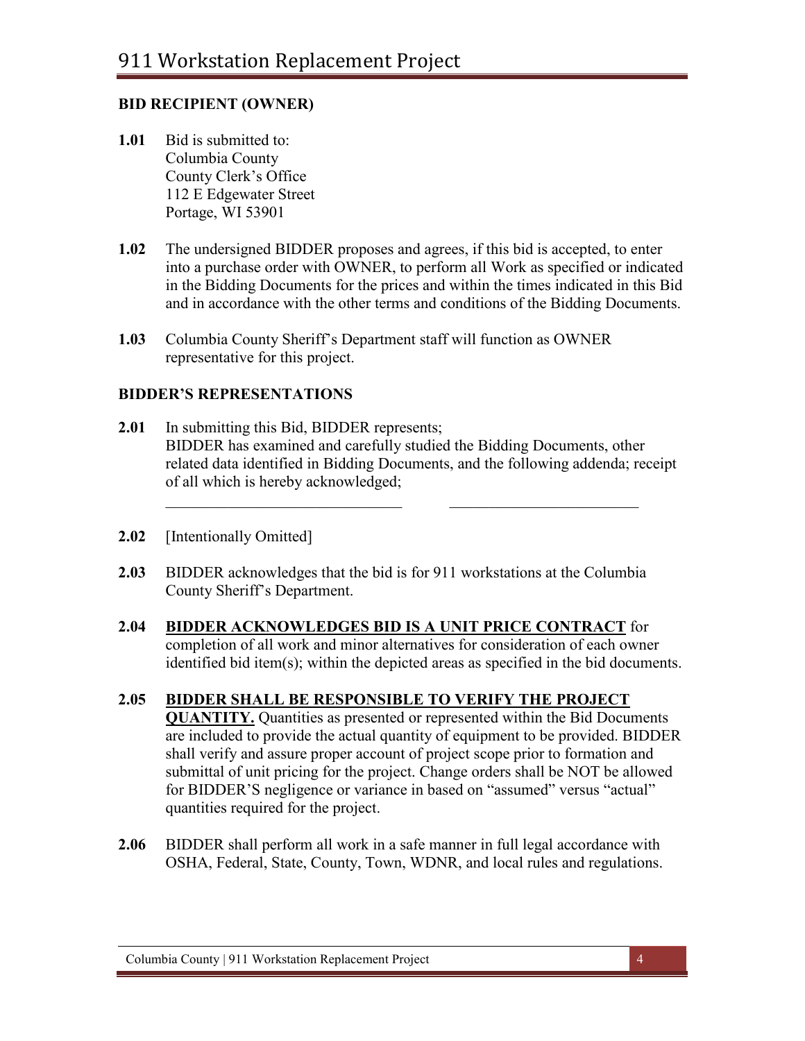**BID RECIPIENT (OWNER)**

**1.01** Bid is submitted to:
Columbia County
County Clerk's Office
112 E Edgewater Street
Portage, WI 53901

**1.02** The undersigned BIDDER proposes and agrees, if this bid is accepted, to enter into a purchase order with OWNER, to perform all Work as specified or indicated in the Bidding Documents for the prices and within the times indicated in this Bid and in accordance with the other terms and conditions of the Bidding Documents.

**1.03** Columbia County Sheriff's Department staff will function as OWNER representative for this project.

**BIDDER'S REPRESENTATIONS**

**2.01** In submitting this Bid, BIDDER represents;
BIDDER has examined and carefully studied the Bidding Documents, other related data identified in Bidding Documents, and the following addenda; receipt of all which is hereby acknowledged;

\_\_\_\_\_\_\_\_\_\_\_\_\_\_\_\_\_\_\_\_\_\_\_\_\_\_\_\_\_\_ \_\_\_\_\_\_\_\_\_\_\_\_\_\_\_\_\_\_\_\_\_\_\_\_\_\_\_\_\_\_

**2.02** [Intentionally Omitted]

**2.03** BIDDER acknowledges that the bid is for 911 workstations at the Columbia County Sheriff's Department.

**2.04** **BIDDER ACKNOWLEDGES BID IS A UNIT PRICE CONTRACT** for completion of all work and minor alternatives for consideration of each owner identified bid item(s); within the depicted areas as specified in the bid documents.

**2.05** **BIDDER SHALL BE RESPONSIBLE TO VERIFY THE PROJECT QUANTITY.** Quantities as presented or represented within the Bid Documents are included to provide the actual quantity of equipment to be provided. BIDDER shall verify and assure proper account of project scope prior to formation and submittal of unit pricing for the project. Change orders shall be NOT be allowed for BIDDER'S negligence or variance in based on "assumed" versus "actual" quantities required for the project.

**2.06** BIDDER shall perform all work in a safe manner in full legal accordance with OSHA, Federal, State, County, Town, WDNR, and local rules and regulations.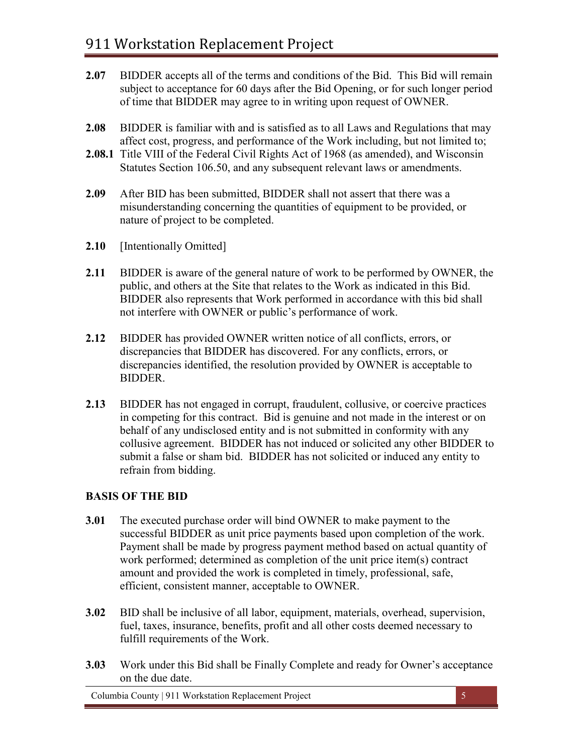**2.07** BIDDER accepts all of the terms and conditions of the Bid. This Bid will remain subject to acceptance for 60 days after the Bid Opening, or for such longer period of time that BIDDER may agree to in writing upon request of OWNER.

**2.08** BIDDER is familiar with and is satisfied as to all Laws and Regulations that may affect cost, progress, and performance of the Work including, but not limited to;

**2.08.1** Title VIII of the Federal Civil Rights Act of 1968 (as amended), and Wisconsin Statutes Section 106.50, and any subsequent relevant laws or amendments.

**2.09** After BID has been submitted, BIDDER shall not assert that there was a misunderstanding concerning the quantities of equipment to be provided, or nature of project to be completed.

**2.10** [Intentionally Omitted]

**2.11** BIDDER is aware of the general nature of work to be performed by OWNER, the public, and others at the Site that relates to the Work as indicated in this Bid. BIDDER also represents that Work performed in accordance with this bid shall not interfere with OWNER or public's performance of work.

**2.12** BIDDER has provided OWNER written notice of all conflicts, errors, or discrepancies that BIDDER has discovered. For any conflicts, errors, or discrepancies identified, the resolution provided by OWNER is acceptable to BIDDER.

**2.13** BIDDER has not engaged in corrupt, fraudulent, collusive, or coercive practices in competing for this contract. Bid is genuine and not made in the interest or on behalf of any undisclosed entity and is not submitted in conformity with any collusive agreement. BIDDER has not induced or solicited any other BIDDER to submit a false or sham bid. BIDDER has not solicited or induced any entity to refrain from bidding.

## BASIS OF THE BID

**3.01** The executed purchase order will bind OWNER to make payment to the successful BIDDER as unit price payments based upon completion of the work. Payment shall be made by progress payment method based on actual quantity of work performed; determined as completion of the unit price item(s) contract amount and provided the work is completed in timely, professional, safe, efficient, consistent manner, acceptable to OWNER.

**3.02** BID shall be inclusive of all labor, equipment, materials, overhead, supervision, fuel, taxes, insurance, benefits, profit and all other costs deemed necessary to fulfill requirements of the Work.

**3.03** Work under this Bid shall be Finally Complete and ready for Owner's acceptance on the due date.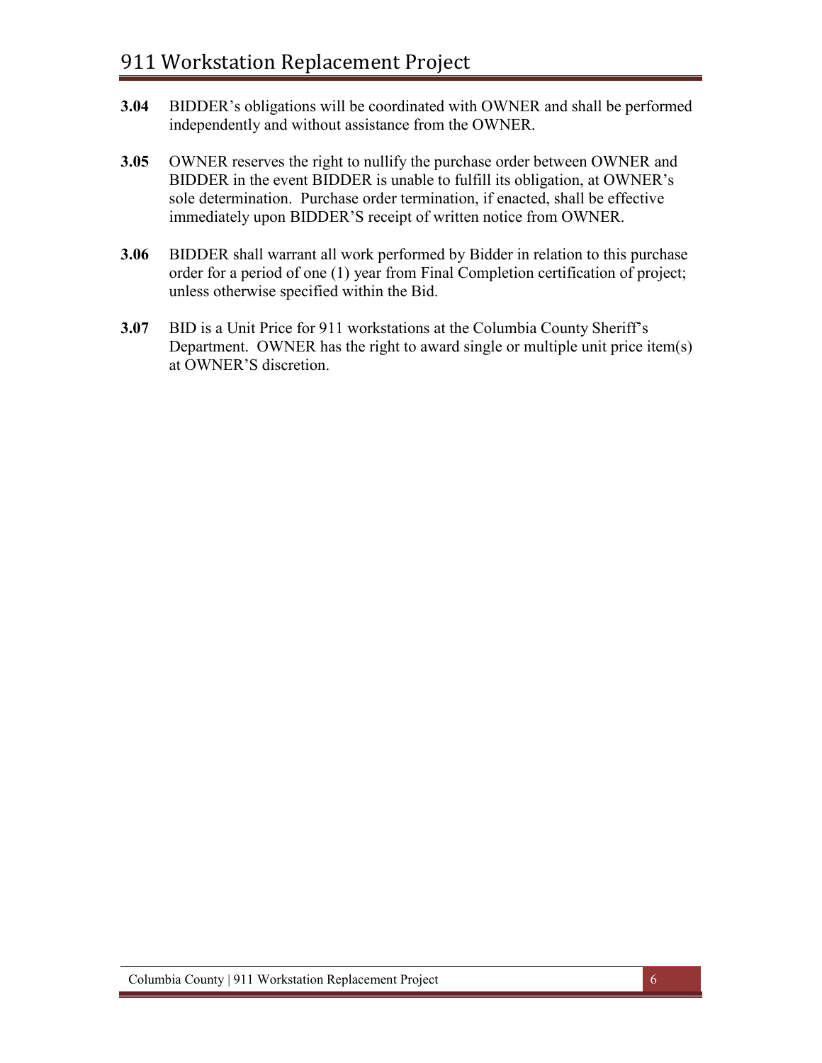**3.04** BIDDER's obligations will be coordinated with OWNER and shall be performed independently and without assistance from the OWNER.

**3.05** OWNER reserves the right to nullify the purchase order between OWNER and BIDDER in the event BIDDER is unable to fulfill its obligation, at OWNER's sole determination. Purchase order termination, if enacted, shall be effective immediately upon BIDDER'S receipt of written notice from OWNER.

**3.06** BIDDER shall warrant all work performed by Bidder in relation to this purchase order for a period of one (1) year from Final Completion certification of project; unless otherwise specified within the Bid.

**3.07** BID is a Unit Price for 911 workstations at the Columbia County Sheriff's Department. OWNER has the right to award single or multiple unit price item(s) at OWNER'S discretion.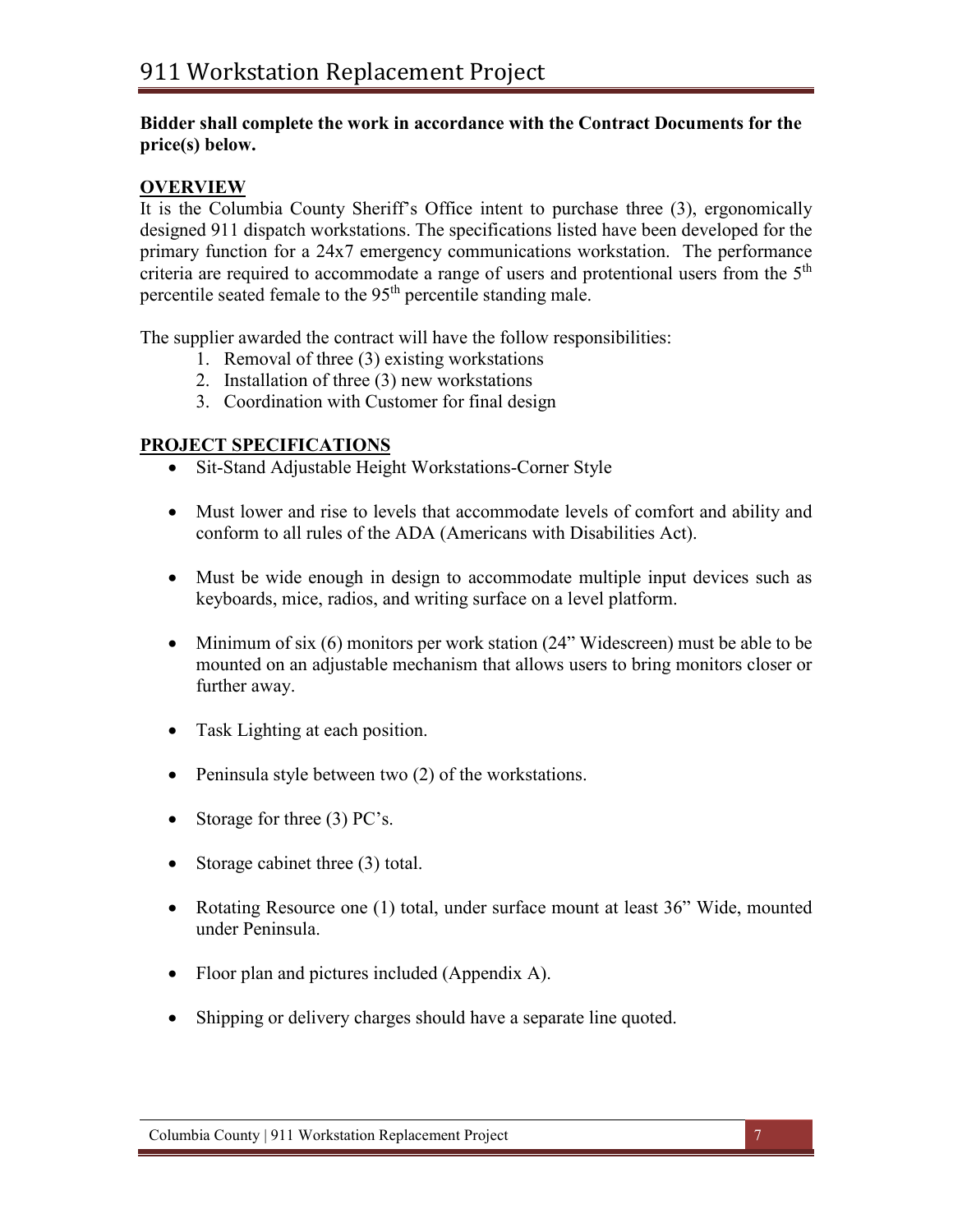**Bidder shall complete the work in accordance with the Contract Documents for the price(s) below.**

## OVERVIEW

It is the Columbia County Sheriff's Office intent to purchase three (3), ergonomically designed 911 dispatch workstations. The specifications listed have been developed for the primary function for a 24x7 emergency communications workstation. The performance criteria are required to accommodate a range of users and protentional users from the 5th percentile seated female to the 95th percentile standing male.

The supplier awarded the contract will have the follow responsibilities:

1. Removal of three (3) existing workstations
2. Installation of three (3) new workstations
3. Coordination with Customer for final design

## PROJECT SPECIFICATIONS

- Sit-Stand Adjustable Height Workstations-Corner Style
- Must lower and rise to levels that accommodate levels of comfort and ability and conform to all rules of the ADA (Americans with Disabilities Act).
- Must be wide enough in design to accommodate multiple input devices such as keyboards, mice, radios, and writing surface on a level platform.
- Minimum of six (6) monitors per work station (24" Widescreen) must be able to be mounted on an adjustable mechanism that allows users to bring monitors closer or further away.
- Task Lighting at each position.
- Peninsula style between two (2) of the workstations.
- Storage for three (3) PC's.
- Storage cabinet three (3) total.
- Rotating Resource one (1) total, under surface mount at least 36" Wide, mounted under Peninsula.
- Floor plan and pictures included (Appendix A).
- Shipping or delivery charges should have a separate line quoted.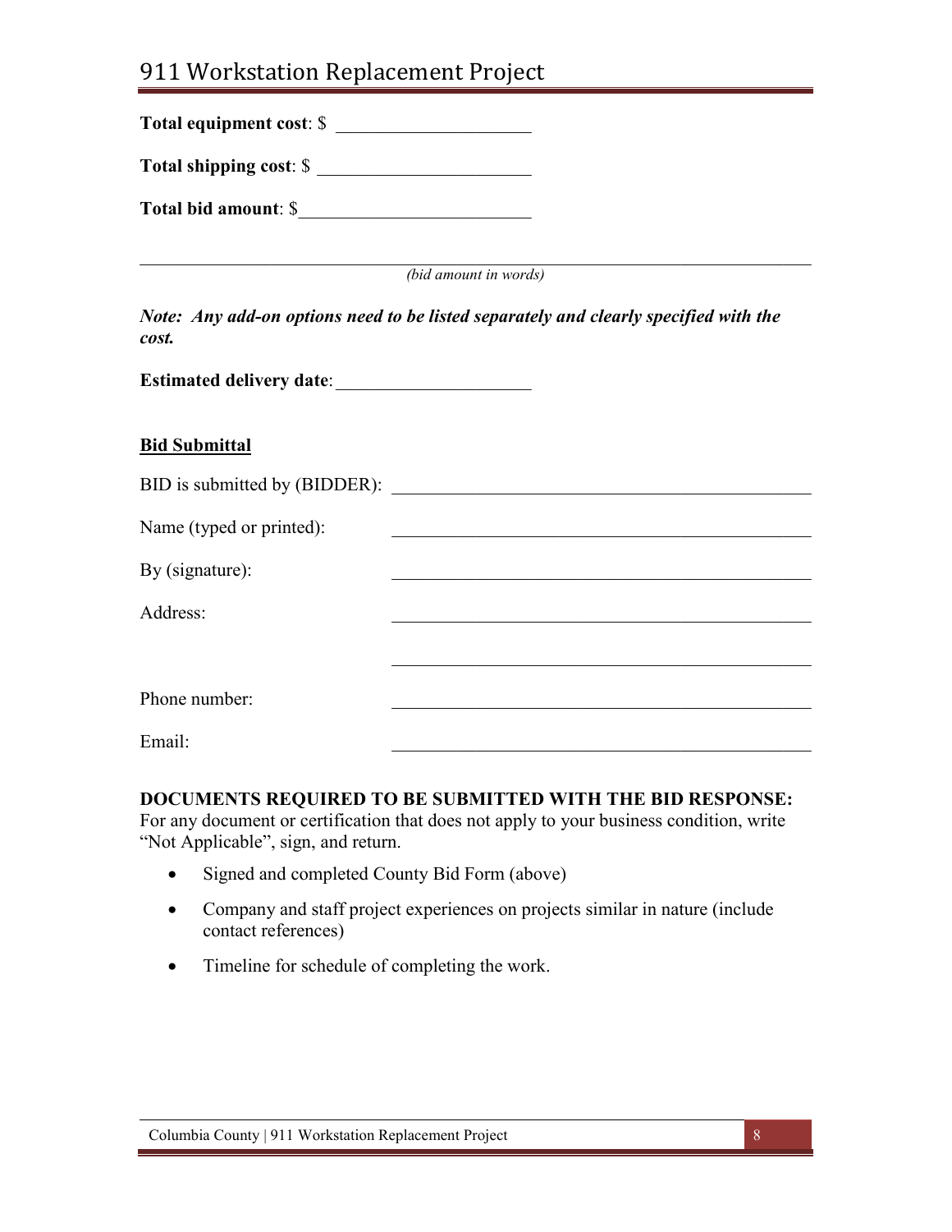**Total equipment cost**: $ ____________________

**Total shipping cost**: $ ____________________

**Total bid amount**: $____________________

______________________________________________________________________
*(bid amount in words)*

***Note: Any add-on options need to be listed separately and clearly specified with the cost.***

**Estimated delivery date**:____________________

**<u>Bid Submittal</u>**

BID is submitted by (BIDDER): ________________________________________

Name (typed or printed): ________________________________________

By (signature): ________________________________________

Address: ________________________________________

________________________________________

Phone number: ________________________________________

Email: ________________________________________

**DOCUMENTS REQUIRED TO BE SUBMITTED WITH THE BID RESPONSE:**
For any document or certification that does not apply to your business condition, write "Not Applicable", sign, and return.

- Signed and completed County Bid Form (above)
- Company and staff project experiences on projects similar in nature (include contact references)
- Timeline for schedule of completing the work.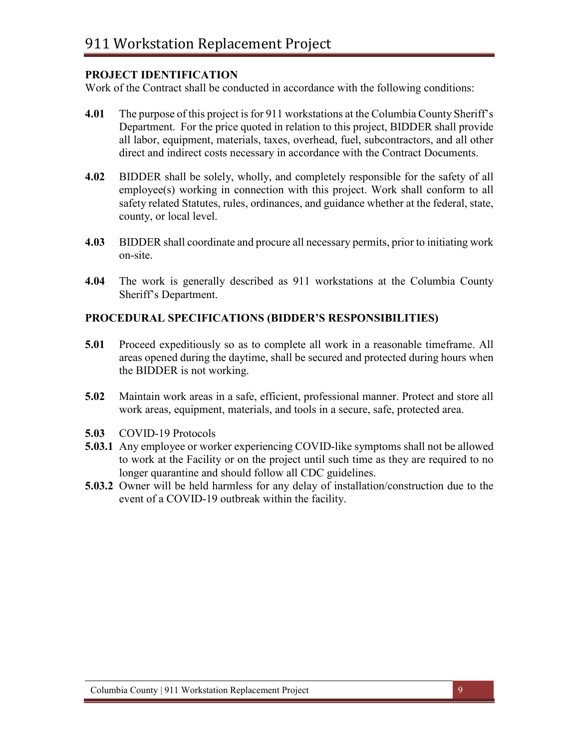## PROJECT IDENTIFICATION

Work of the Contract shall be conducted in accordance with the following conditions:

**4.01** The purpose of this project is for 911 workstations at the Columbia County Sheriff's Department. For the price quoted in relation to this project, BIDDER shall provide all labor, equipment, materials, taxes, overhead, fuel, subcontractors, and all other direct and indirect costs necessary in accordance with the Contract Documents.

**4.02** BIDDER shall be solely, wholly, and completely responsible for the safety of all employee(s) working in connection with this project. Work shall conform to all safety related Statutes, rules, ordinances, and guidance whether at the federal, state, county, or local level.

**4.03** BIDDER shall coordinate and procure all necessary permits, prior to initiating work on-site.

**4.04** The work is generally described as 911 workstations at the Columbia County Sheriff's Department.

## PROCEDURAL SPECIFICATIONS (BIDDER'S RESPONSIBILITIES)

**5.01** Proceed expeditiously so as to complete all work in a reasonable timeframe. All areas opened during the daytime, shall be secured and protected during hours when the BIDDER is not working.

**5.02** Maintain work areas in a safe, efficient, professional manner. Protect and store all work areas, equipment, materials, and tools in a secure, safe, protected area.

**5.03** COVID-19 Protocols

**5.03.1** Any employee or worker experiencing COVID-like symptoms shall not be allowed to work at the Facility or on the project until such time as they are required to no longer quarantine and should follow all CDC guidelines.

**5.03.2** Owner will be held harmless for any delay of installation/construction due to the event of a COVID-19 outbreak within the facility.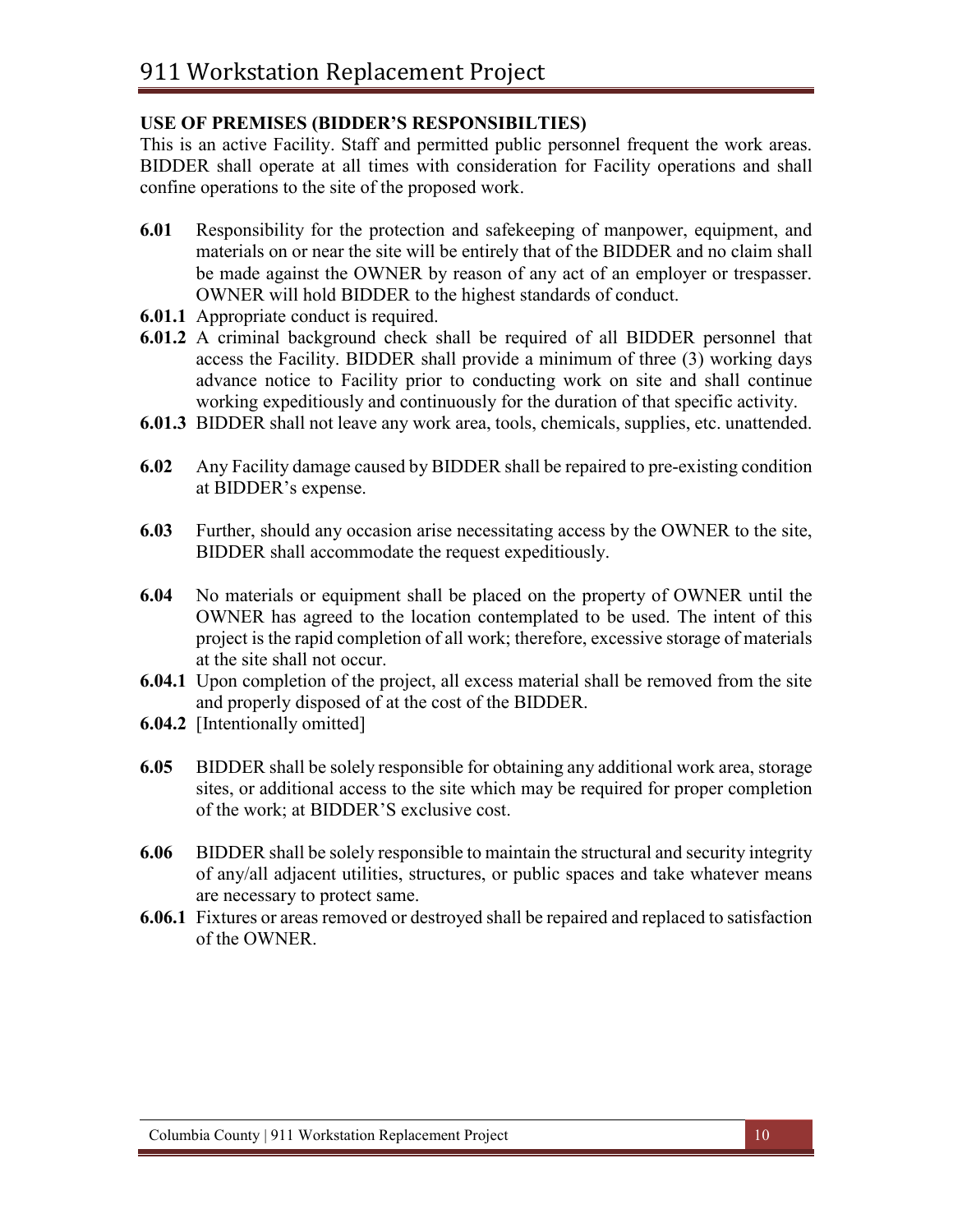## USE OF PREMISES (BIDDER'S RESPONSIBILTIES)

This is an active Facility. Staff and permitted public personnel frequent the work areas. BIDDER shall operate at all times with consideration for Facility operations and shall confine operations to the site of the proposed work.

**6.01** Responsibility for the protection and safekeeping of manpower, equipment, and materials on or near the site will be entirely that of the BIDDER and no claim shall be made against the OWNER by reason of any act of an employer or trespasser. OWNER will hold BIDDER to the highest standards of conduct.

**6.01.1** Appropriate conduct is required.

**6.01.2** A criminal background check shall be required of all BIDDER personnel that access the Facility. BIDDER shall provide a minimum of three (3) working days advance notice to Facility prior to conducting work on site and shall continue working expeditiously and continuously for the duration of that specific activity.

**6.01.3** BIDDER shall not leave any work area, tools, chemicals, supplies, etc. unattended.

**6.02** Any Facility damage caused by BIDDER shall be repaired to pre-existing condition at BIDDER's expense.

**6.03** Further, should any occasion arise necessitating access by the OWNER to the site, BIDDER shall accommodate the request expeditiously.

**6.04** No materials or equipment shall be placed on the property of OWNER until the OWNER has agreed to the location contemplated to be used. The intent of this project is the rapid completion of all work; therefore, excessive storage of materials at the site shall not occur.

**6.04.1** Upon completion of the project, all excess material shall be removed from the site and properly disposed of at the cost of the BIDDER.

**6.04.2** [Intentionally omitted]

**6.05** BIDDER shall be solely responsible for obtaining any additional work area, storage sites, or additional access to the site which may be required for proper completion of the work; at BIDDER'S exclusive cost.

**6.06** BIDDER shall be solely responsible to maintain the structural and security integrity of any/all adjacent utilities, structures, or public spaces and take whatever means are necessary to protect same.

**6.06.1** Fixtures or areas removed or destroyed shall be repaired and replaced to satisfaction of the OWNER.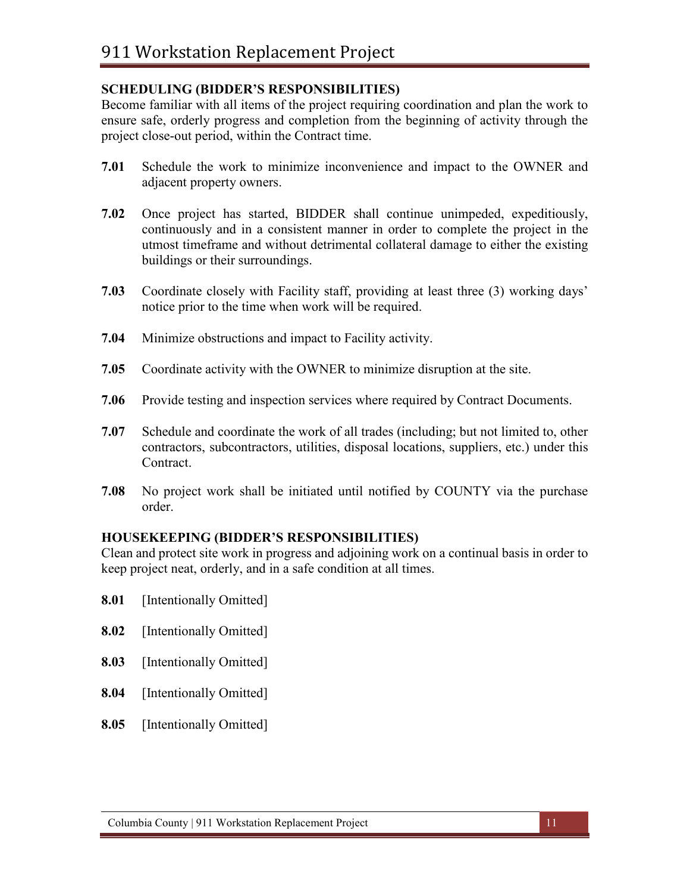### SCHEDULING (BIDDER'S RESPONSIBILITIES)

Become familiar with all items of the project requiring coordination and plan the work to ensure safe, orderly progress and completion from the beginning of activity through the project close-out period, within the Contract time.

**7.01** Schedule the work to minimize inconvenience and impact to the OWNER and adjacent property owners.

**7.02** Once project has started, BIDDER shall continue unimpeded, expeditiously, continuously and in a consistent manner in order to complete the project in the utmost timeframe and without detrimental collateral damage to either the existing buildings or their surroundings.

**7.03** Coordinate closely with Facility staff, providing at least three (3) working days' notice prior to the time when work will be required.

**7.04** Minimize obstructions and impact to Facility activity.

**7.05** Coordinate activity with the OWNER to minimize disruption at the site.

**7.06** Provide testing and inspection services where required by Contract Documents.

**7.07** Schedule and coordinate the work of all trades (including; but not limited to, other contractors, subcontractors, utilities, disposal locations, suppliers, etc.) under this Contract.

**7.08** No project work shall be initiated until notified by COUNTY via the purchase order.

### HOUSEKEEPING (BIDDER'S RESPONSIBILITIES)

Clean and protect site work in progress and adjoining work on a continual basis in order to keep project neat, orderly, and in a safe condition at all times.

**8.01** [Intentionally Omitted]

**8.02** [Intentionally Omitted]

**8.03** [Intentionally Omitted]

**8.04** [Intentionally Omitted]

**8.05** [Intentionally Omitted]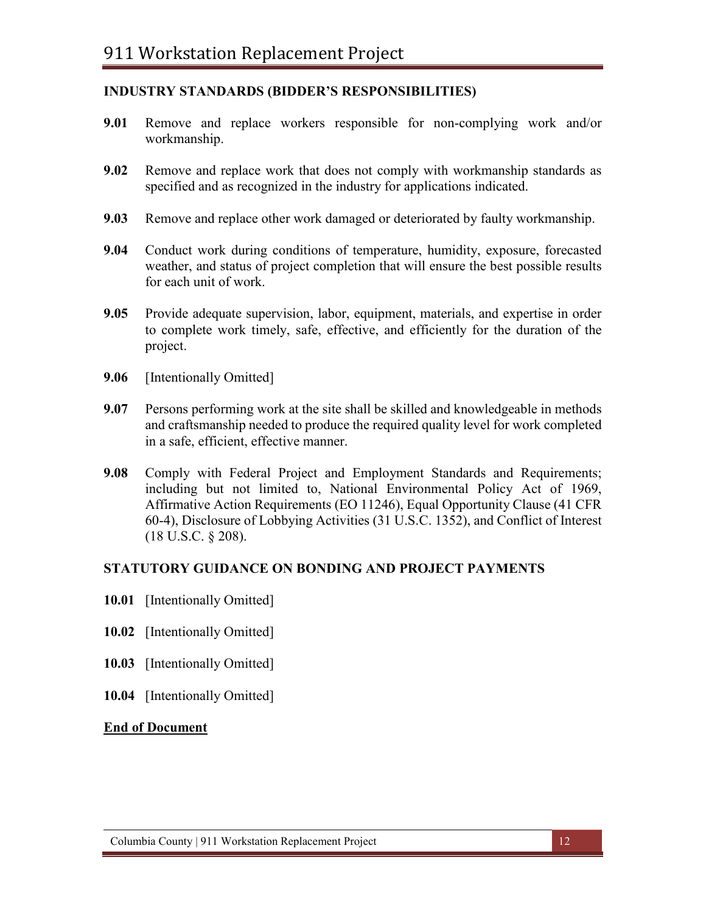## INDUSTRY STANDARDS (BIDDER'S RESPONSIBILITIES)

**9.01** Remove and replace workers responsible for non-complying work and/or workmanship.

**9.02** Remove and replace work that does not comply with workmanship standards as specified and as recognized in the industry for applications indicated.

**9.03** Remove and replace other work damaged or deteriorated by faulty workmanship.

**9.04** Conduct work during conditions of temperature, humidity, exposure, forecasted weather, and status of project completion that will ensure the best possible results for each unit of work.

**9.05** Provide adequate supervision, labor, equipment, materials, and expertise in order to complete work timely, safe, effective, and efficiently for the duration of the project.

**9.06** [Intentionally Omitted]

**9.07** Persons performing work at the site shall be skilled and knowledgeable in methods and craftsmanship needed to produce the required quality level for work completed in a safe, efficient, effective manner.

**9.08** Comply with Federal Project and Employment Standards and Requirements; including but not limited to, National Environmental Policy Act of 1969, Affirmative Action Requirements (EO 11246), Equal Opportunity Clause (41 CFR 60-4), Disclosure of Lobbying Activities (31 U.S.C. 1352), and Conflict of Interest (18 U.S.C. § 208).

## STATUTORY GUIDANCE ON BONDING AND PROJECT PAYMENTS

**10.01** [Intentionally Omitted]

**10.02** [Intentionally Omitted]

**10.03** [Intentionally Omitted]

**10.04** [Intentionally Omitted]

**End of Document**